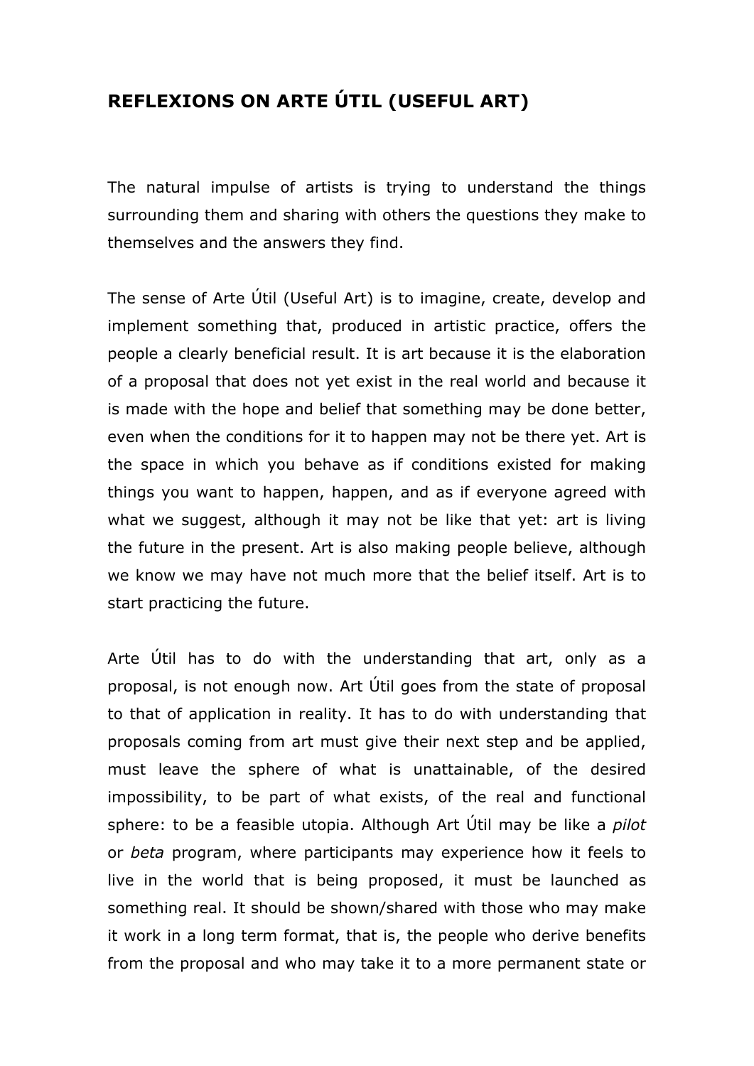# REFLEXIONS ON ARTE ÚTIL (USEFUL ART)

The natural impulse of artists is trying to understand the things surrounding them and sharing with others the questions they make to themselves and the answers they find.

The sense of Arte Útil (Useful Art) is to imagine, create, develop and implement something that, produced in artistic practice, offers the people a clearly beneficial result. It is art because it is the elaboration of a proposal that does not yet exist in the real world and because it is made with the hope and belief that something may be done better, even when the conditions for it to happen may not be there yet. Art is the space in which you behave as if conditions existed for making things you want to happen, happen, and as if everyone agreed with what we suggest, although it may not be like that yet: art is living the future in the present. Art is also making people believe, although we know we may have not much more that the belief itself. Art is to start practicing the future.

Arte Útil has to do with the understanding that art, only as a proposal, is not enough now. Art Útil goes from the state of proposal to that of application in reality. It has to do with understanding that proposals coming from art must give their next step and be applied, must leave the sphere of what is unattainable, of the desired impossibility, to be part of what exists, of the real and functional sphere: to be a feasible utopia. Although Art Útil may be like a *pilot* or *beta* program, where participants may experience how it feels to live in the world that is being proposed, it must be launched as something real. It should be shown/shared with those who may make it work in a long term format, that is, the people who derive benefits from the proposal and who may take it to a more permanent state or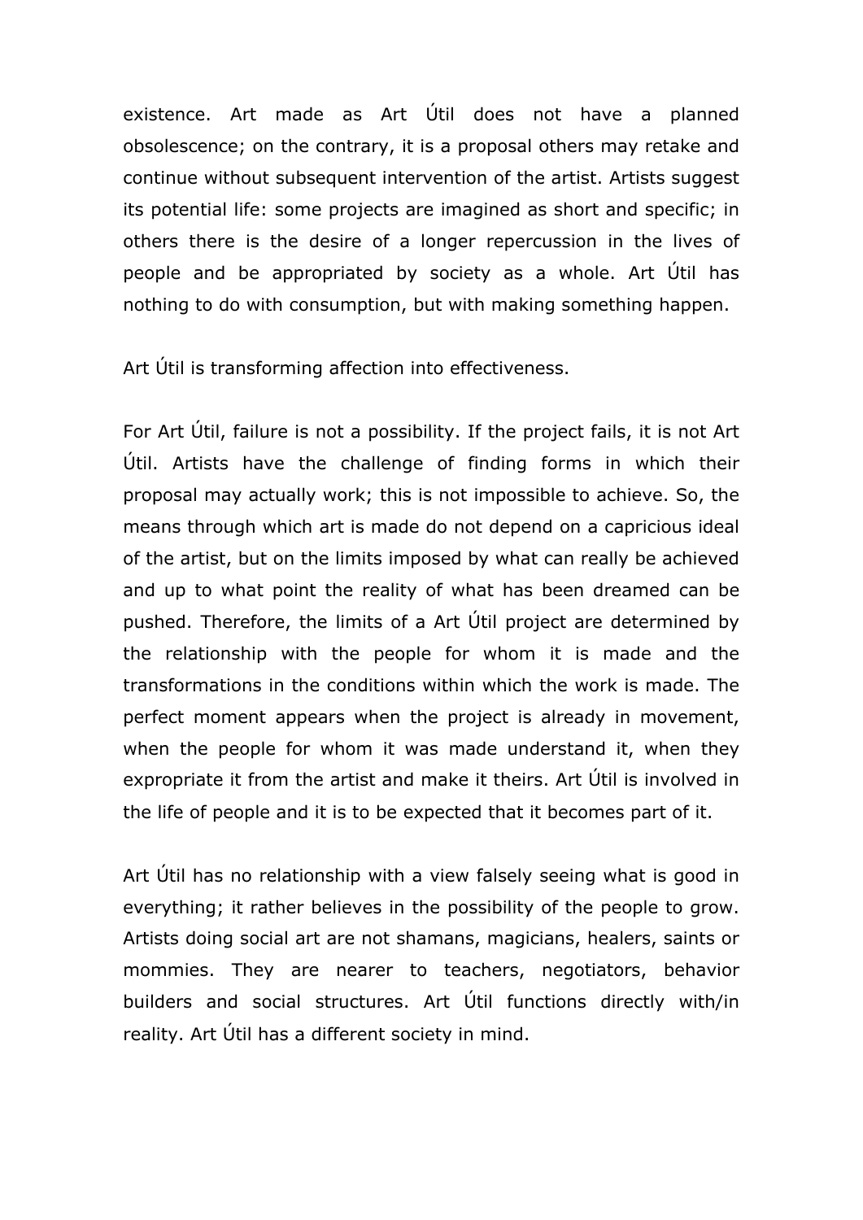existence. Art made as Art Útil does not have a planned obsolescence; on the contrary, it is a proposal others may retake and continue without subsequent intervention of the artist. Artists suggest its potential life: some projects are imagined as short and specific; in others there is the desire of a longer repercussion in the lives of people and be appropriated by society as a whole. Art Útil has nothing to do with consumption, but with making something happen.

Art Útil is transforming affection into effectiveness.

For Art Útil, failure is not a possibility. If the project fails, it is not Art Útil. Artists have the challenge of finding forms in which their proposal may actually work; this is not impossible to achieve. So, the means through which art is made do not depend on a capricious ideal of the artist, but on the limits imposed by what can really be achieved and up to what point the reality of what has been dreamed can be pushed. Therefore, the limits of a Art Útil project are determined by the relationship with the people for whom it is made and the transformations in the conditions within which the work is made. The perfect moment appears when the project is already in movement, when the people for whom it was made understand it, when they expropriate it from the artist and make it theirs. Art Útil is involved in the life of people and it is to be expected that it becomes part of it.

Art Útil has no relationship with a view falsely seeing what is good in everything; it rather believes in the possibility of the people to grow. Artists doing social art are not shamans, magicians, healers, saints or mommies. They are nearer to teachers, negotiators, behavior builders and social structures. Art Útil functions directly with/in reality. Art Útil has a different society in mind.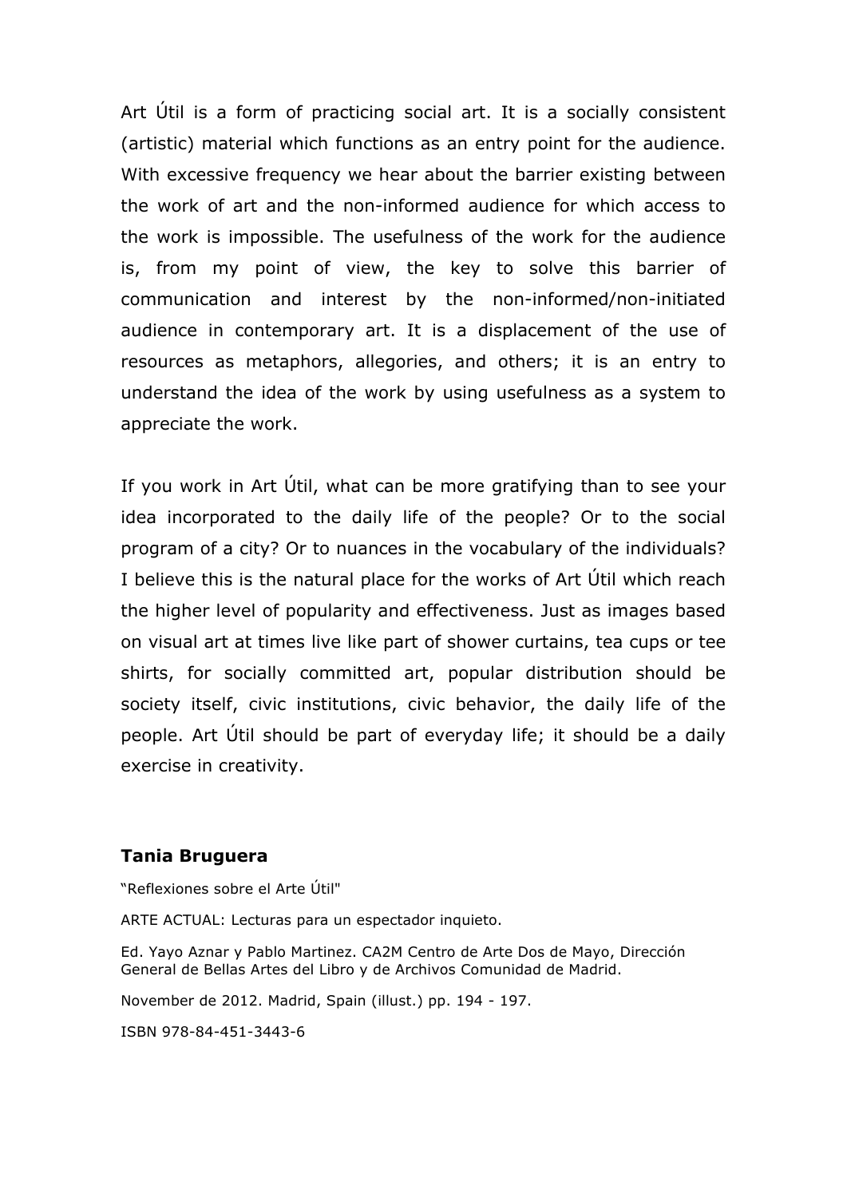Art Útil is a form of practicing social art. It is a socially consistent (artistic) material which functions as an entry point for the audience. With excessive frequency we hear about the barrier existing between the work of art and the non-informed audience for which access to the work is impossible. The usefulness of the work for the audience is, from my point of view, the key to solve this barrier of communication and interest by the non-informed/non-initiated audience in contemporary art. It is a displacement of the use of resources as metaphors, allegories, and others; it is an entry to understand the idea of the work by using usefulness as a system to appreciate the work.

If you work in Art Útil, what can be more gratifying than to see your idea incorporated to the daily life of the people? Or to the social program of a city? Or to nuances in the vocabulary of the individuals? I believe this is the natural place for the works of Art Útil which reach the higher level of popularity and effectiveness. Just as images based on visual art at times live like part of shower curtains, tea cups or tee shirts, for socially committed art, popular distribution should be society itself, civic institutions, civic behavior, the daily life of the people. Art Útil should be part of everyday life; it should be a daily exercise in creativity.

**Tania Bruguera**

"Reflexiones sobre el Arte Útil"

ARTE ACTUAL: Lecturas para un espectador inquieto.

Ed. Yayo Aznar y Pablo Martinez. CA2M Centro de Arte Dos de Mayo, Dirección General de Bellas Artes del Libro y de Archivos Comunidad de Madrid.

November de 2012. Madrid, Spain (illust.) pp. 194 - 197.

ISBN 978-84-451-3443-6